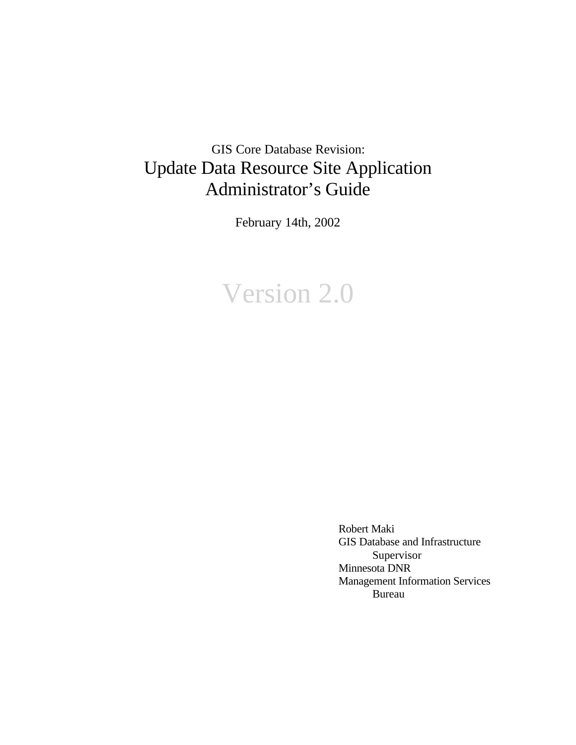GIS Core Database Revision:

# Update Data Resource Site Application Administrator's Guide

February 14th, 2002

## Version 2.0

Robert Maki
GIS Database and Infrastructure Supervisor
Minnesota DNR
Management Information Services Bureau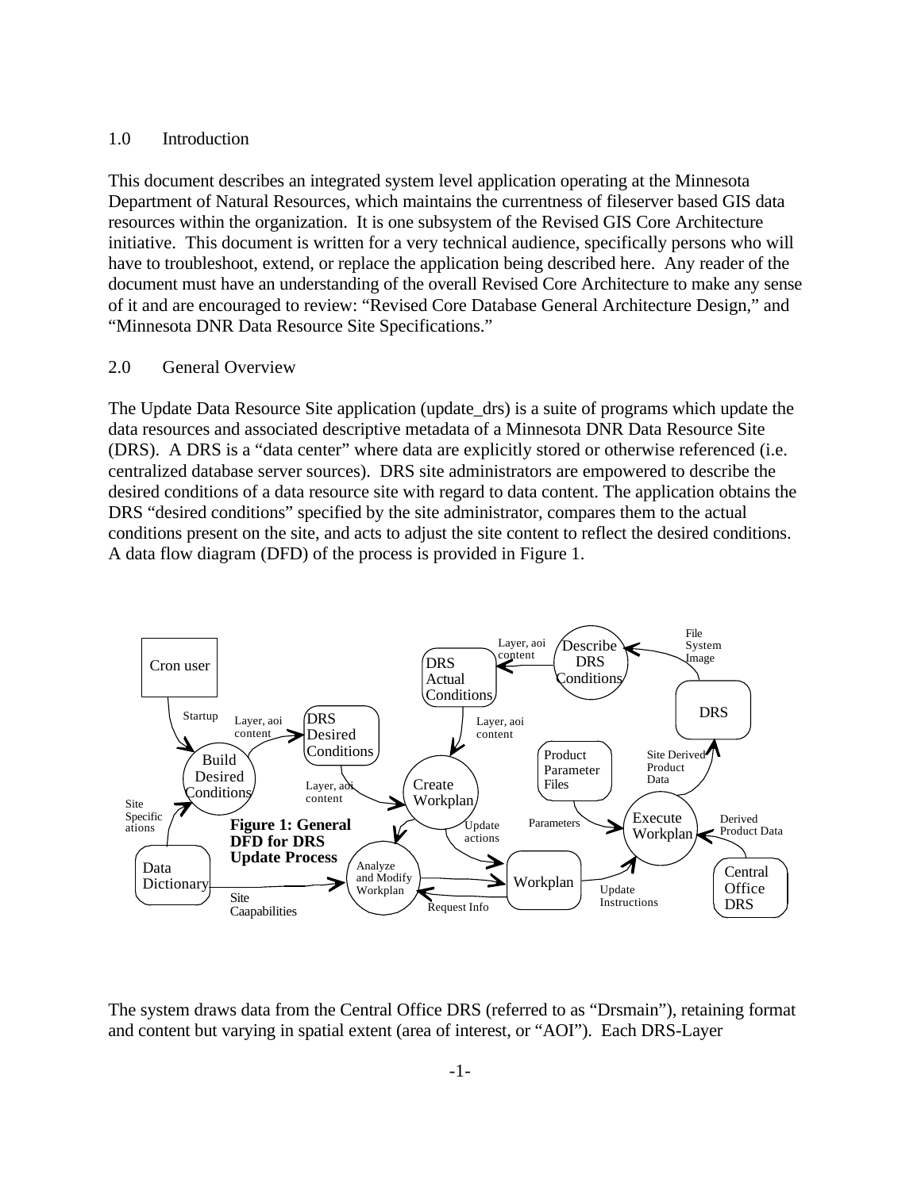## 1.0 Introduction

This document describes an integrated system level application operating at the Minnesota Department of Natural Resources, which maintains the currentness of fileserver based GIS data resources within the organization. It is one subsystem of the Revised GIS Core Architecture initiative. This document is written for a very technical audience, specifically persons who will have to troubleshoot, extend, or replace the application being described here. Any reader of the document must have an understanding of the overall Revised Core Architecture to make any sense of it and are encouraged to review: "Revised Core Database General Architecture Design," and "Minnesota DNR Data Resource Site Specifications."

## 2.0 General Overview

The Update Data Resource Site application (update_drs) is a suite of programs which update the data resources and associated descriptive metadata of a Minnesota DNR Data Resource Site (DRS). A DRS is a "data center" where data are explicitly stored or otherwise referenced (i.e. centralized database server sources). DRS site administrators are empowered to describe the desired conditions of a data resource site with regard to data content. The application obtains the DRS "desired conditions" specified by the site administrator, compares them to the actual conditions present on the site, and acts to adjust the site content to reflect the desired conditions. A data flow diagram (DFD) of the process is provided in Figure 1.

**Figure 1: General DFD for DRS Update Process**

The system draws data from the Central Office DRS (referred to as "Drsmain"), retaining format and content but varying in spatial extent (area of interest, or "AOI"). Each DRS-Layer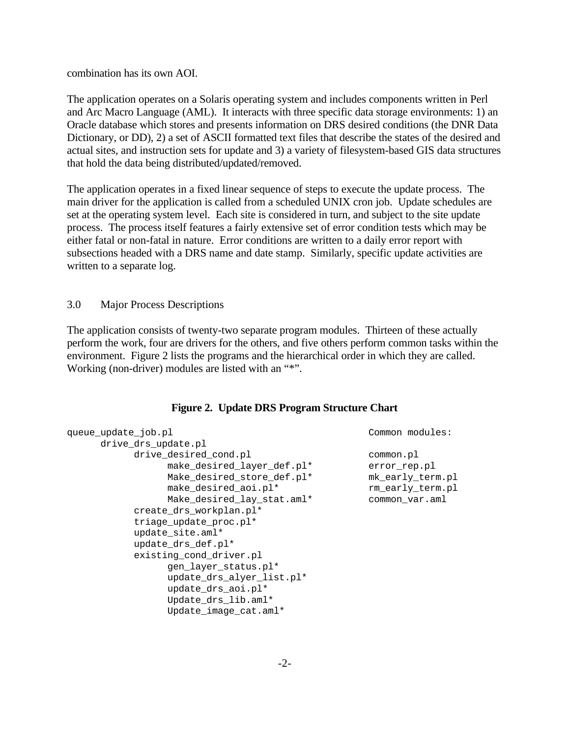combination has its own AOI.

The application operates on a Solaris operating system and includes components written in Perl and Arc Macro Language (AML). It interacts with three specific data storage environments: 1) an Oracle database which stores and presents information on DRS desired conditions (the DNR Data Dictionary, or DD), 2) a set of ASCII formatted text files that describe the states of the desired and actual sites, and instruction sets for update and 3) a variety of filesystem-based GIS data structures that hold the data being distributed/updated/removed.

The application operates in a fixed linear sequence of steps to execute the update process. The main driver for the application is called from a scheduled UNIX cron job. Update schedules are set at the operating system level. Each site is considered in turn, and subject to the site update process. The process itself features a fairly extensive set of error condition tests which may be either fatal or non-fatal in nature. Error conditions are written to a daily error report with subsections headed with a DRS name and date stamp. Similarly, specific update activities are written to a separate log.

## 3.0 Major Process Descriptions

The application consists of twenty-two separate program modules. Thirteen of these actually perform the work, four are drivers for the others, and five others perform common tasks within the environment. Figure 2 lists the programs and the hierarchical order in which they are called. Working (non-driver) modules are listed with an "*".

**Figure 2. Update DRS Program Structure Chart**

```
queue_update_job.pl                                     Common modules:
      drive_drs_update.pl
            drive_desired_cond.pl                       common.pl
                  make_desired_layer_def.pl*            error_rep.pl
                  Make_desired_store_def.pl*            mk_early_term.pl
                  make_desired_aoi.pl*                  rm_early_term.pl
                  Make_desired_lay_stat.aml*            common_var.aml
            create_drs_workplan.pl*
            triage_update_proc.pl*
            update_site.aml*
            update_drs_def.pl*
            existing_cond_driver.pl
                  gen_layer_status.pl*
                  update_drs_alyer_list.pl*
                  update_drs_aoi.pl*
                  Update_drs_lib.aml*
                  Update_image_cat.aml*
```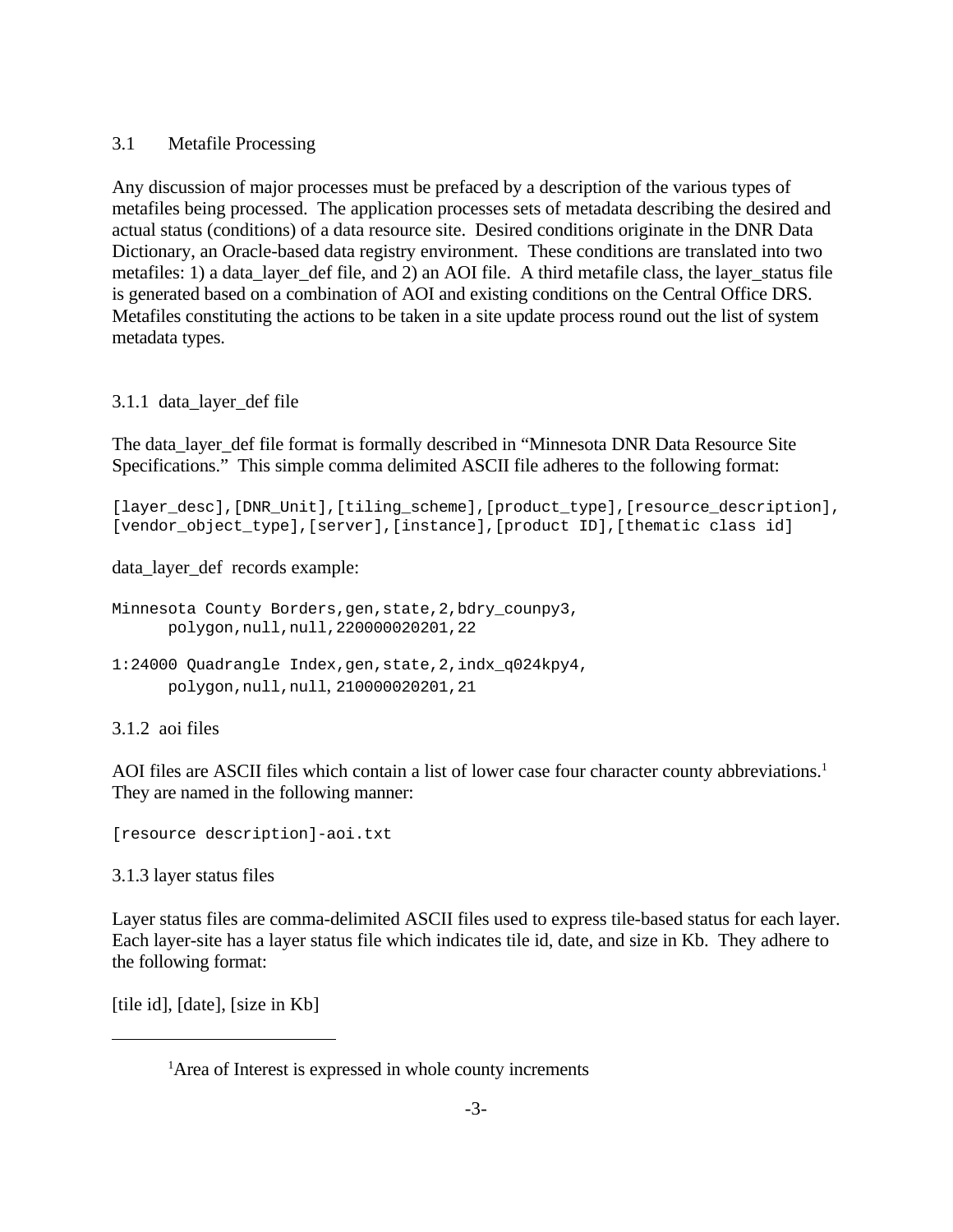## 3.1 Metafile Processing

Any discussion of major processes must be prefaced by a description of the various types of metafiles being processed. The application processes sets of metadata describing the desired and actual status (conditions) of a data resource site. Desired conditions originate in the DNR Data Dictionary, an Oracle-based data registry environment. These conditions are translated into two metafiles: 1) a data_layer_def file, and 2) an AOI file. A third metafile class, the layer_status file is generated based on a combination of AOI and existing conditions on the Central Office DRS. Metafiles constituting the actions to be taken in a site update process round out the list of system metadata types.

### 3.1.1 data_layer_def file

The data_layer_def file format is formally described in "Minnesota DNR Data Resource Site Specifications." This simple comma delimited ASCII file adheres to the following format:

```
[layer_desc],[DNR_Unit],[tiling_scheme],[product_type],[resource_description],
[vendor_object_type],[server],[instance],[product ID],[thematic class id]
```

data_layer_def records example:

```
Minnesota County Borders,gen,state,2,bdry_counpy3,
      polygon,null,null,220000020201,22

1:24000 Quadrangle Index,gen,state,2,indx_q024kpy4,
      polygon,null,null, 210000020201,21
```

### 3.1.2 aoi files

AOI files are ASCII files which contain a list of lower case four character county abbreviations.[1] They are named in the following manner:

```
[resource description]-aoi.txt
```

### 3.1.3 layer status files

Layer status files are comma-delimited ASCII files used to express tile-based status for each layer. Each layer-site has a layer status file which indicates tile id, date, and size in Kb. They adhere to the following format:

[tile id], [date], [size in Kb]

---

[1]Area of Interest is expressed in whole county increments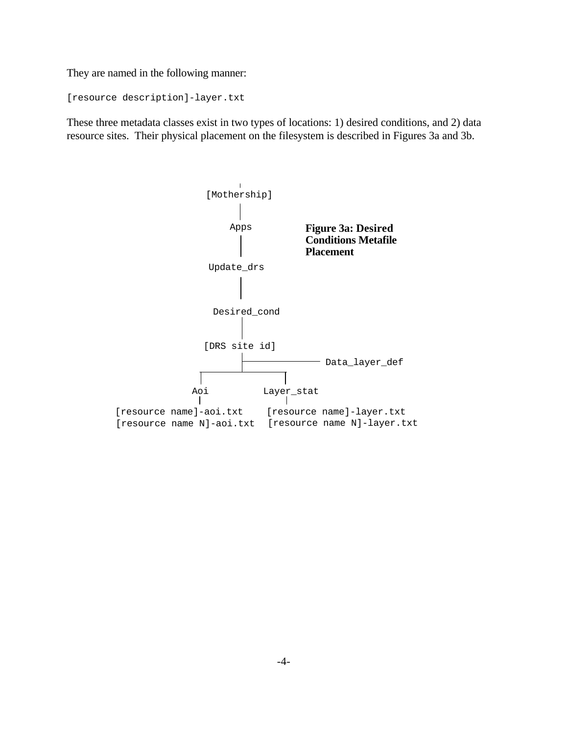They are named in the following manner:

```
[resource description]-layer.txt
```

These three metadata classes exist in two types of locations: 1) desired conditions, and 2) data resource sites.  Their physical placement on the filesystem is described in Figures 3a and 3b.

```
                  |
            [Mothership]
                  |
                 Apps
                  |
             Update_drs
                  |
             Desired_cond
                  |
             [DRS site id]
                  |---------------- Data_layer_def
        ----------------------
        |                    |
       Aoi              Layer_stat
        |                    |
[resource name]-aoi.txt    [resource name]-layer.txt
[resource name N]-aoi.txt  [resource name N]-layer.txt
```

**Figure 3a: Desired Conditions Metafile Placement**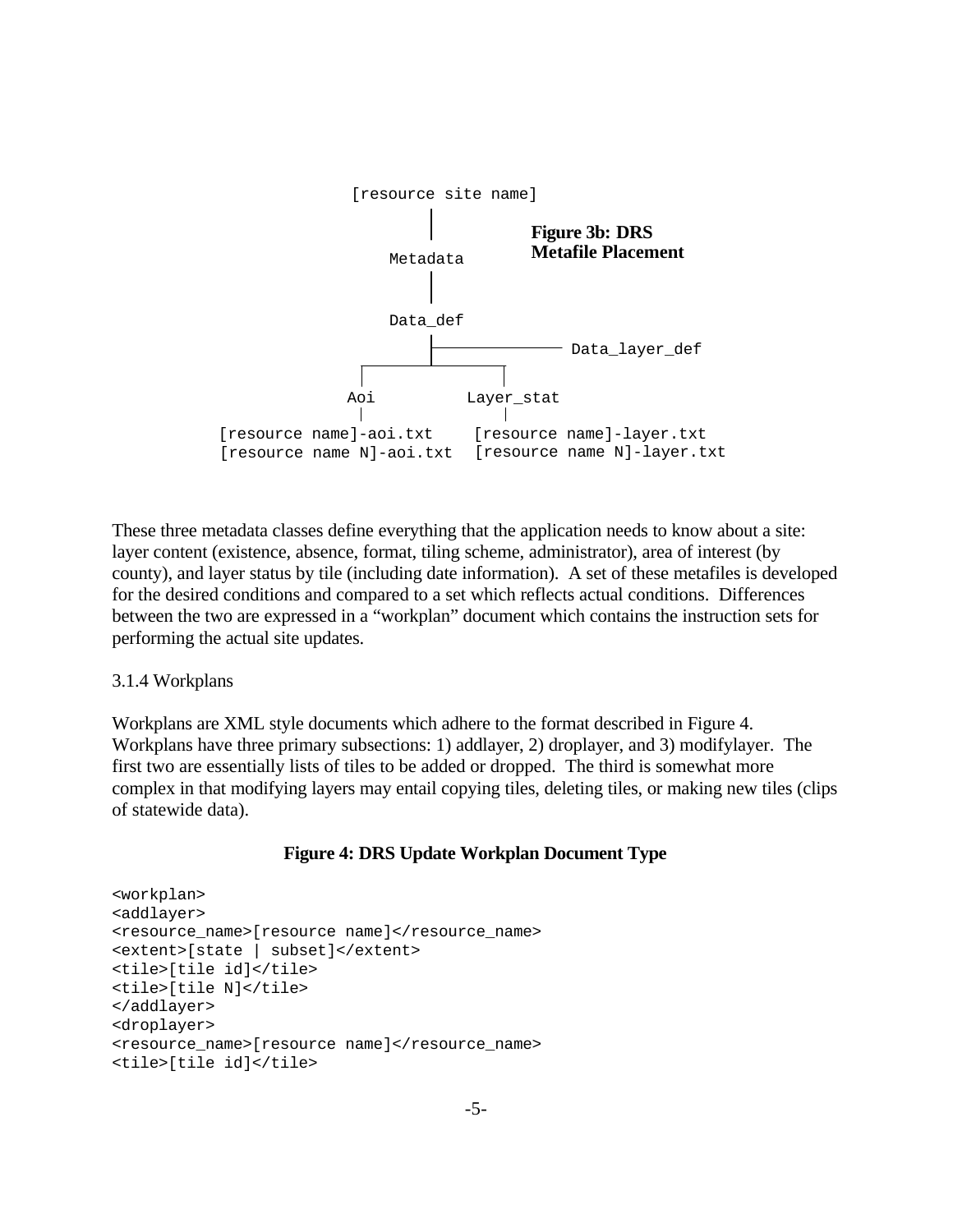```
              [resource site name]
                      |
                   Metadata
                      |
                   Data_def
                      |------------- Data_layer_def
           ___________|______
          |                  |
         Aoi             Layer_stat
          |                  |
[resource name]-aoi.txt    [resource name]-layer.txt
[resource name N]-aoi.txt  [resource name N]-layer.txt
```

**Figure 3b: DRS Metafile Placement**

These three metadata classes define everything that the application needs to know about a site: layer content (existence, absence, format, tiling scheme, administrator), area of interest (by county), and layer status by tile (including date information). A set of these metafiles is developed for the desired conditions and compared to a set which reflects actual conditions. Differences between the two are expressed in a "workplan" document which contains the instruction sets for performing the actual site updates.

3.1.4 Workplans

Workplans are XML style documents which adhere to the format described in Figure 4. Workplans have three primary subsections: 1) addlayer, 2) droplayer, and 3) modifylayer. The first two are essentially lists of tiles to be added or dropped. The third is somewhat more complex in that modifying layers may entail copying tiles, deleting tiles, or making new tiles (clips of statewide data).

**Figure 4: DRS Update Workplan Document Type**

```
<workplan>
<addlayer>
<resource_name>[resource name]</resource_name>
<extent>[state | subset]</extent>
<tile>[tile id]</tile>
<tile>[tile N]</tile>
</addlayer>
<droplayer>
<resource_name>[resource name]</resource_name>
<tile>[tile id]</tile>
```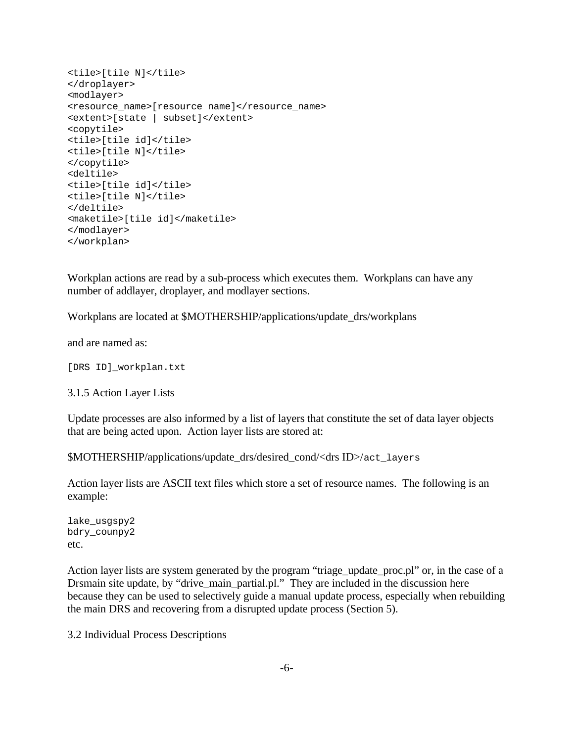```
<tile>[tile N]</tile>
</droplayer>
<modlayer>
<resource_name>[resource name]</resource_name>
<extent>[state | subset]</extent>
<copytile>
<tile>[tile id]</tile>
<tile>[tile N]</tile>
</copytile>
<deltile>
<tile>[tile id]</tile>
<tile>[tile N]</tile>
</deltile>
<maketile>[tile id]</maketile>
</modlayer>
</workplan>
```

Workplan actions are read by a sub-process which executes them. Workplans can have any number of addlayer, droplayer, and modlayer sections.

Workplans are located at $MOTHERSHIP/applications/update_drs/workplans

and are named as:

```
[DRS ID]_workplan.txt
```

### 3.1.5 Action Layer Lists

Update processes are also informed by a list of layers that constitute the set of data layer objects that are being acted upon. Action layer lists are stored at:

$MOTHERSHIP/applications/update_drs/desired_cond/<drs ID>/`act_layers`

Action layer lists are ASCII text files which store a set of resource names. The following is an example:

```
lake_usgspy2
bdry_counpy2
```
etc.

Action layer lists are system generated by the program "triage_update_proc.pl" or, in the case of a Drsmain site update, by "drive_main_partial.pl." They are included in the discussion here because they can be used to selectively guide a manual update process, especially when rebuilding the main DRS and recovering from a disrupted update process (Section 5).

## 3.2 Individual Process Descriptions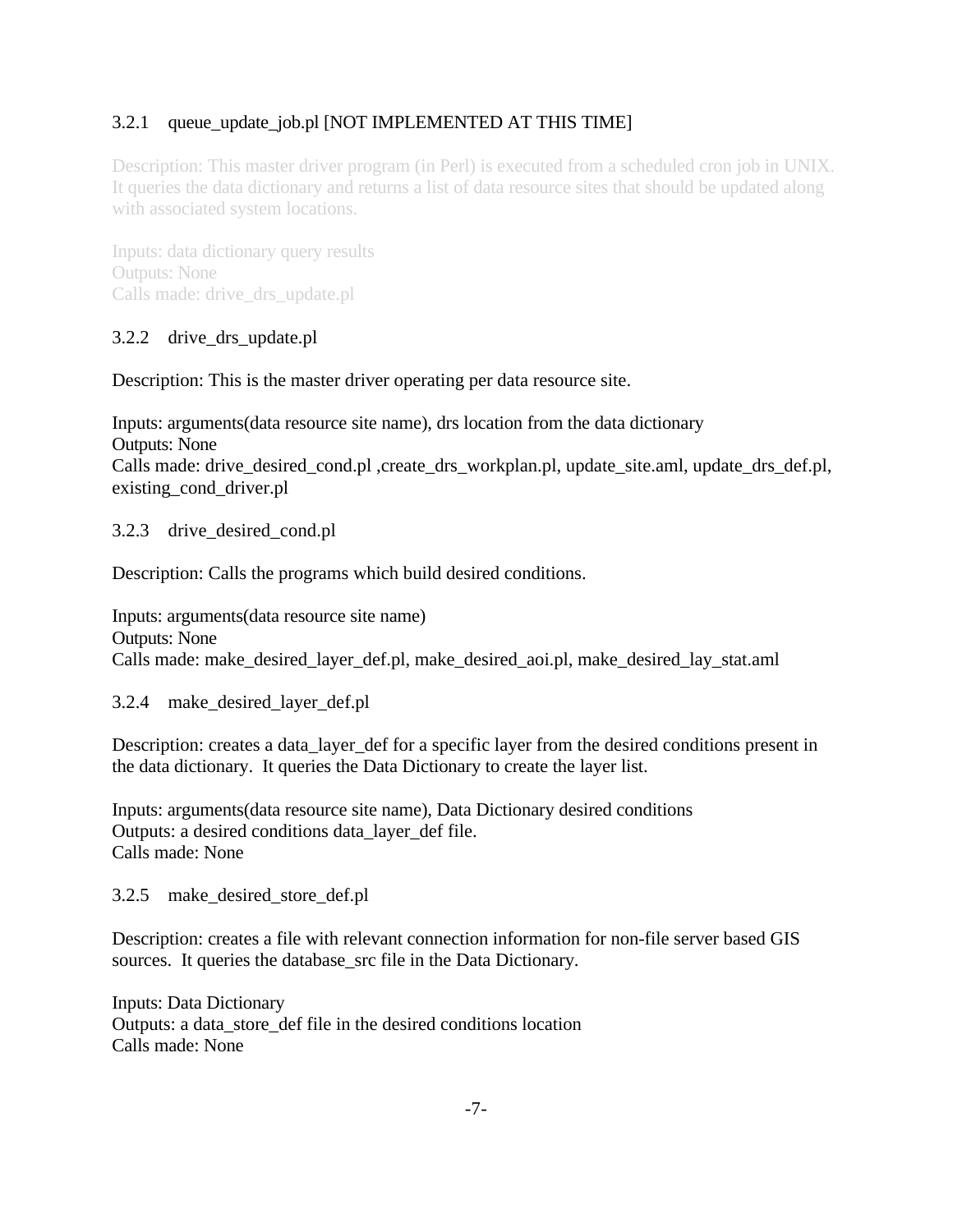### 3.2.1 queue_update_job.pl [NOT IMPLEMENTED AT THIS TIME]

Description: This master driver program (in Perl) is executed from a scheduled cron job in UNIX. It queries the data dictionary and returns a list of data resource sites that should be updated along with associated system locations.

Inputs: data dictionary query results
Outputs: None
Calls made: drive_drs_update.pl

### 3.2.2 drive_drs_update.pl

Description: This is the master driver operating per data resource site.

Inputs: arguments(data resource site name), drs location from the data dictionary
Outputs: None
Calls made: drive_desired_cond.pl ,create_drs_workplan.pl, update_site.aml, update_drs_def.pl, existing_cond_driver.pl

### 3.2.3 drive_desired_cond.pl

Description: Calls the programs which build desired conditions.

Inputs: arguments(data resource site name)
Outputs: None
Calls made: make_desired_layer_def.pl, make_desired_aoi.pl, make_desired_lay_stat.aml

### 3.2.4 make_desired_layer_def.pl

Description: creates a data_layer_def for a specific layer from the desired conditions present in the data dictionary. It queries the Data Dictionary to create the layer list.

Inputs: arguments(data resource site name), Data Dictionary desired conditions
Outputs: a desired conditions data_layer_def file.
Calls made: None

### 3.2.5 make_desired_store_def.pl

Description: creates a file with relevant connection information for non-file server based GIS sources. It queries the database_src file in the Data Dictionary.

Inputs: Data Dictionary
Outputs: a data_store_def file in the desired conditions location
Calls made: None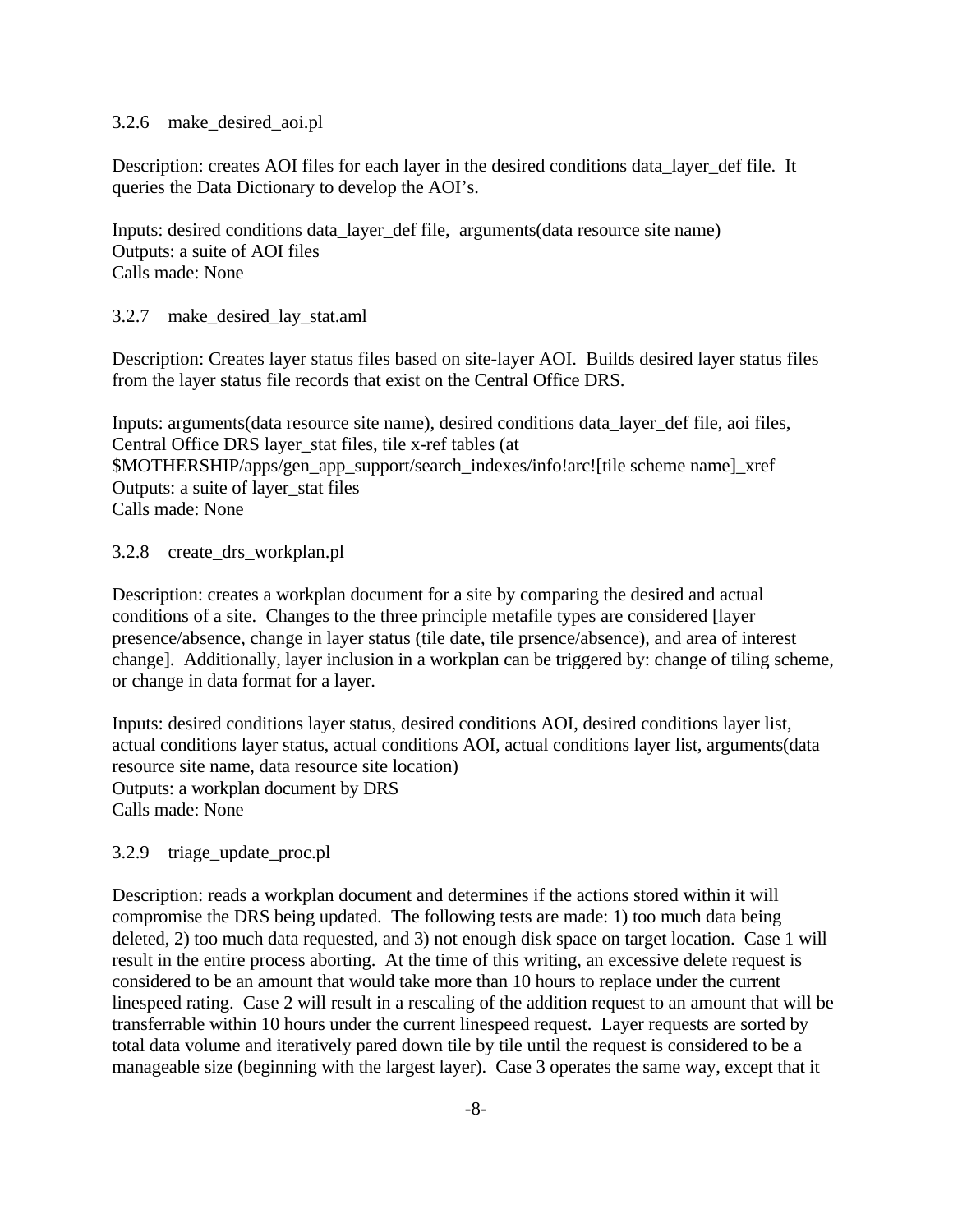### 3.2.6 make_desired_aoi.pl

Description: creates AOI files for each layer in the desired conditions data_layer_def file. It queries the Data Dictionary to develop the AOI's.

Inputs: desired conditions data_layer_def file, arguments(data resource site name)
Outputs: a suite of AOI files
Calls made: None

### 3.2.7 make_desired_lay_stat.aml

Description: Creates layer status files based on site-layer AOI. Builds desired layer status files from the layer status file records that exist on the Central Office DRS.

Inputs: arguments(data resource site name), desired conditions data_layer_def file, aoi files, Central Office DRS layer_stat files, tile x-ref tables (at $MOTHERSHIP/apps/gen_app_support/search_indexes/info!arc![tile scheme name]_xref
Outputs: a suite of layer_stat files
Calls made: None

### 3.2.8 create_drs_workplan.pl

Description: creates a workplan document for a site by comparing the desired and actual conditions of a site. Changes to the three principle metafile types are considered [layer presence/absence, change in layer status (tile date, tile prsence/absence), and area of interest change]. Additionally, layer inclusion in a workplan can be triggered by: change of tiling scheme, or change in data format for a layer.

Inputs: desired conditions layer status, desired conditions AOI, desired conditions layer list, actual conditions layer status, actual conditions AOI, actual conditions layer list, arguments(data resource site name, data resource site location)
Outputs: a workplan document by DRS
Calls made: None

### 3.2.9 triage_update_proc.pl

Description: reads a workplan document and determines if the actions stored within it will compromise the DRS being updated. The following tests are made: 1) too much data being deleted, 2) too much data requested, and 3) not enough disk space on target location. Case 1 will result in the entire process aborting. At the time of this writing, an excessive delete request is considered to be an amount that would take more than 10 hours to replace under the current linespeed rating. Case 2 will result in a rescaling of the addition request to an amount that will be transferrable within 10 hours under the current linespeed request. Layer requests are sorted by total data volume and iteratively pared down tile by tile until the request is considered to be a manageable size (beginning with the largest layer). Case 3 operates the same way, except that it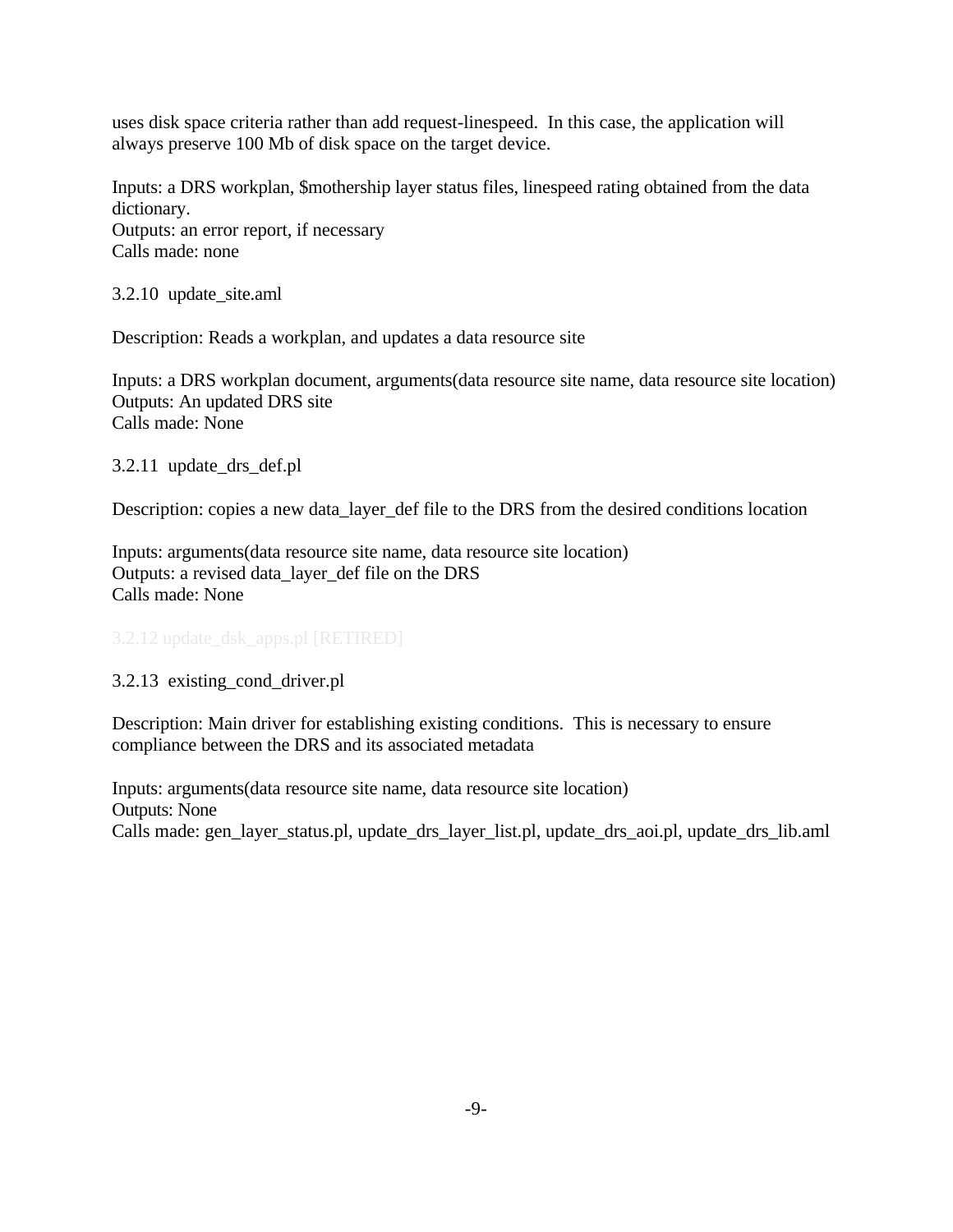uses disk space criteria rather than add request-linespeed.  In this case, the application will always preserve 100 Mb of disk space on the target device.

Inputs: a DRS workplan, $mothership layer status files, linespeed rating obtained from the data dictionary.
Outputs: an error report, if necessary
Calls made: none

3.2.10  update_site.aml

Description: Reads a workplan, and updates a data resource site

Inputs: a DRS workplan document, arguments(data resource site name, data resource site location)
Outputs: An updated DRS site
Calls made: None

3.2.11  update_drs_def.pl

Description: copies a new data_layer_def file to the DRS from the desired conditions location

Inputs: arguments(data resource site name, data resource site location)
Outputs: a revised data_layer_def file on the DRS
Calls made: None

3.2.12 update_dsk_apps.pl [RETIRED]

3.2.13  existing_cond_driver.pl

Description: Main driver for establishing existing conditions.  This is necessary to ensure compliance between the DRS and its associated metadata

Inputs: arguments(data resource site name, data resource site location)
Outputs: None
Calls made: gen_layer_status.pl, update_drs_layer_list.pl, update_drs_aoi.pl, update_drs_lib.aml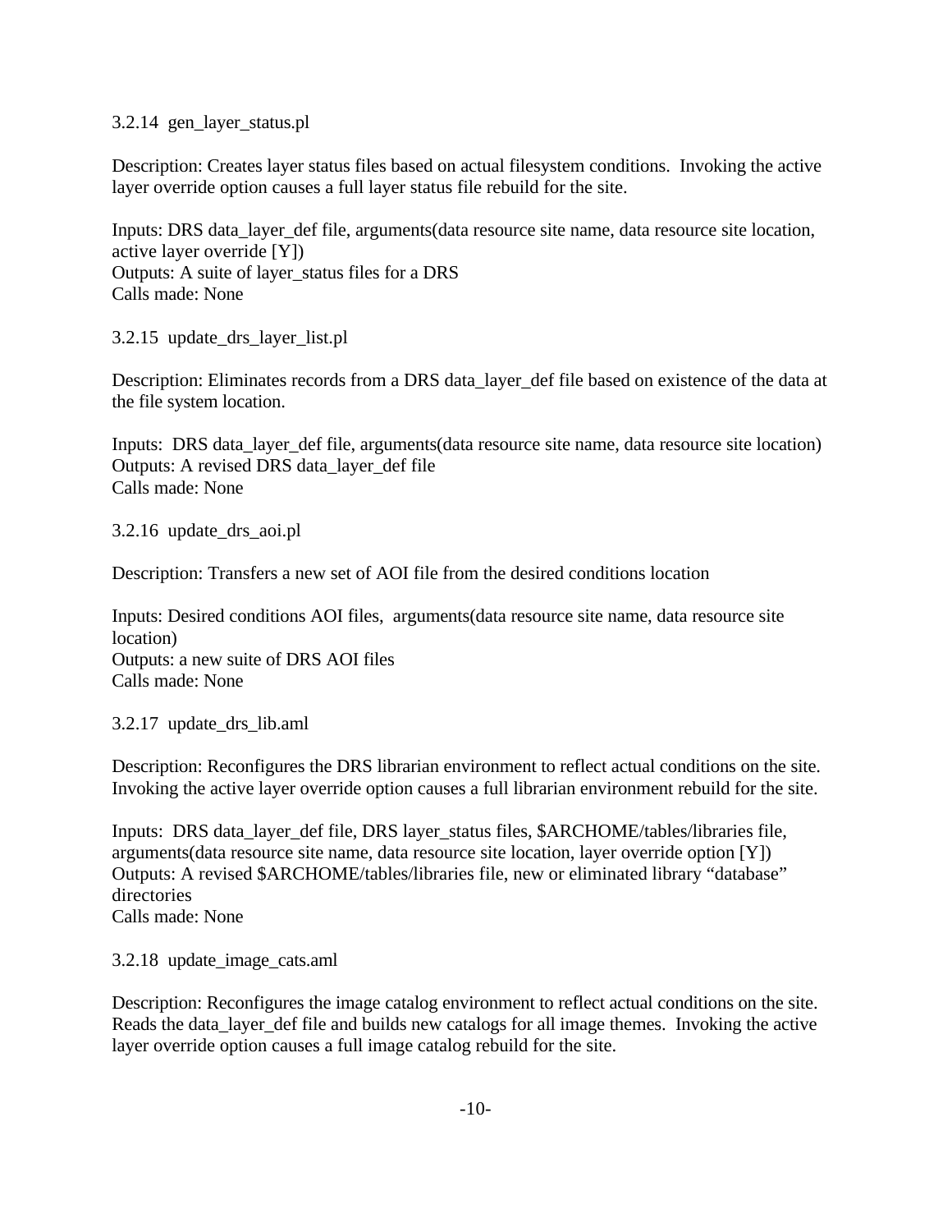### 3.2.14 gen_layer_status.pl

Description: Creates layer status files based on actual filesystem conditions. Invoking the active layer override option causes a full layer status file rebuild for the site.

Inputs: DRS data_layer_def file, arguments(data resource site name, data resource site location, active layer override [Y])
Outputs: A suite of layer_status files for a DRS
Calls made: None

### 3.2.15 update_drs_layer_list.pl

Description: Eliminates records from a DRS data_layer_def file based on existence of the data at the file system location.

Inputs: DRS data_layer_def file, arguments(data resource site name, data resource site location)
Outputs: A revised DRS data_layer_def file
Calls made: None

### 3.2.16 update_drs_aoi.pl

Description: Transfers a new set of AOI file from the desired conditions location

Inputs: Desired conditions AOI files, arguments(data resource site name, data resource site location)
Outputs: a new suite of DRS AOI files
Calls made: None

### 3.2.17 update_drs_lib.aml

Description: Reconfigures the DRS librarian environment to reflect actual conditions on the site. Invoking the active layer override option causes a full librarian environment rebuild for the site.

Inputs: DRS data_layer_def file, DRS layer_status files, $ARCHOME/tables/libraries file, arguments(data resource site name, data resource site location, layer override option [Y])
Outputs: A revised $ARCHOME/tables/libraries file, new or eliminated library "database" directories
Calls made: None

### 3.2.18 update_image_cats.aml

Description: Reconfigures the image catalog environment to reflect actual conditions on the site. Reads the data_layer_def file and builds new catalogs for all image themes. Invoking the active layer override option causes a full image catalog rebuild for the site.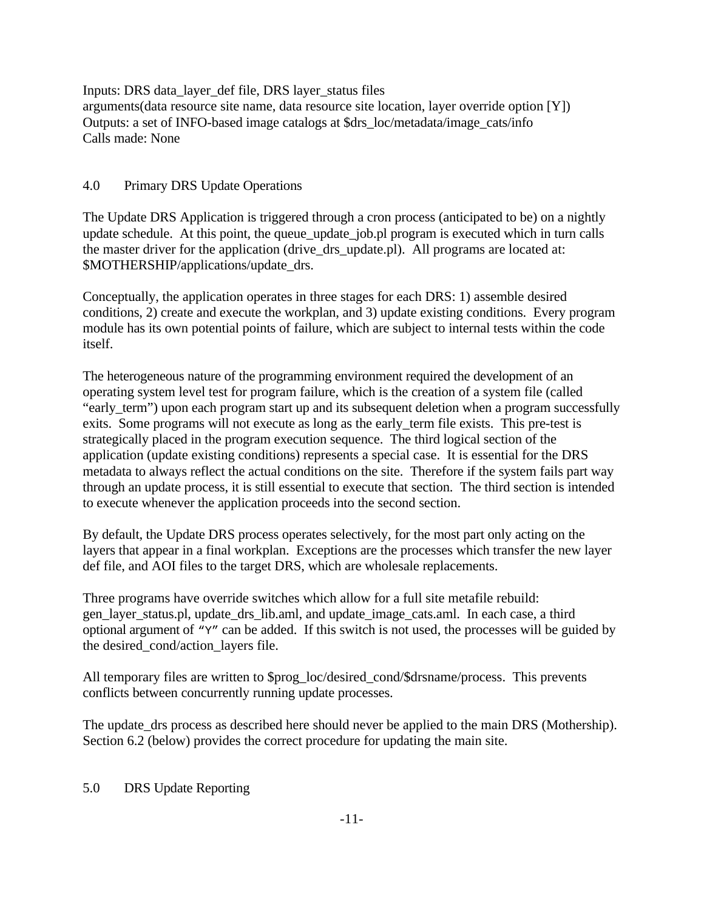Inputs: DRS data_layer_def file, DRS layer_status files
arguments(data resource site name, data resource site location, layer override option [Y])
Outputs: a set of INFO-based image catalogs at $drs_loc/metadata/image_cats/info
Calls made: None

## 4.0 Primary DRS Update Operations

The Update DRS Application is triggered through a cron process (anticipated to be) on a nightly update schedule. At this point, the queue_update_job.pl program is executed which in turn calls the master driver for the application (drive_drs_update.pl). All programs are located at: $MOTHERSHIP/applications/update_drs.

Conceptually, the application operates in three stages for each DRS: 1) assemble desired conditions, 2) create and execute the workplan, and 3) update existing conditions. Every program module has its own potential points of failure, which are subject to internal tests within the code itself.

The heterogeneous nature of the programming environment required the development of an operating system level test for program failure, which is the creation of a system file (called "early_term") upon each program start up and its subsequent deletion when a program successfully exits. Some programs will not execute as long as the early_term file exists. This pre-test is strategically placed in the program execution sequence. The third logical section of the application (update existing conditions) represents a special case. It is essential for the DRS metadata to always reflect the actual conditions on the site. Therefore if the system fails part way through an update process, it is still essential to execute that section. The third section is intended to execute whenever the application proceeds into the second section.

By default, the Update DRS process operates selectively, for the most part only acting on the layers that appear in a final workplan. Exceptions are the processes which transfer the new layer def file, and AOI files to the target DRS, which are wholesale replacements.

Three programs have override switches which allow for a full site metafile rebuild: gen_layer_status.pl, update_drs_lib.aml, and update_image_cats.aml. In each case, a third optional argument of "Y" can be added. If this switch is not used, the processes will be guided by the desired_cond/action_layers file.

All temporary files are written to $prog_loc/desired_cond/$drsname/process. This prevents conflicts between concurrently running update processes.

The update_drs process as described here should never be applied to the main DRS (Mothership). Section 6.2 (below) provides the correct procedure for updating the main site.

## 5.0 DRS Update Reporting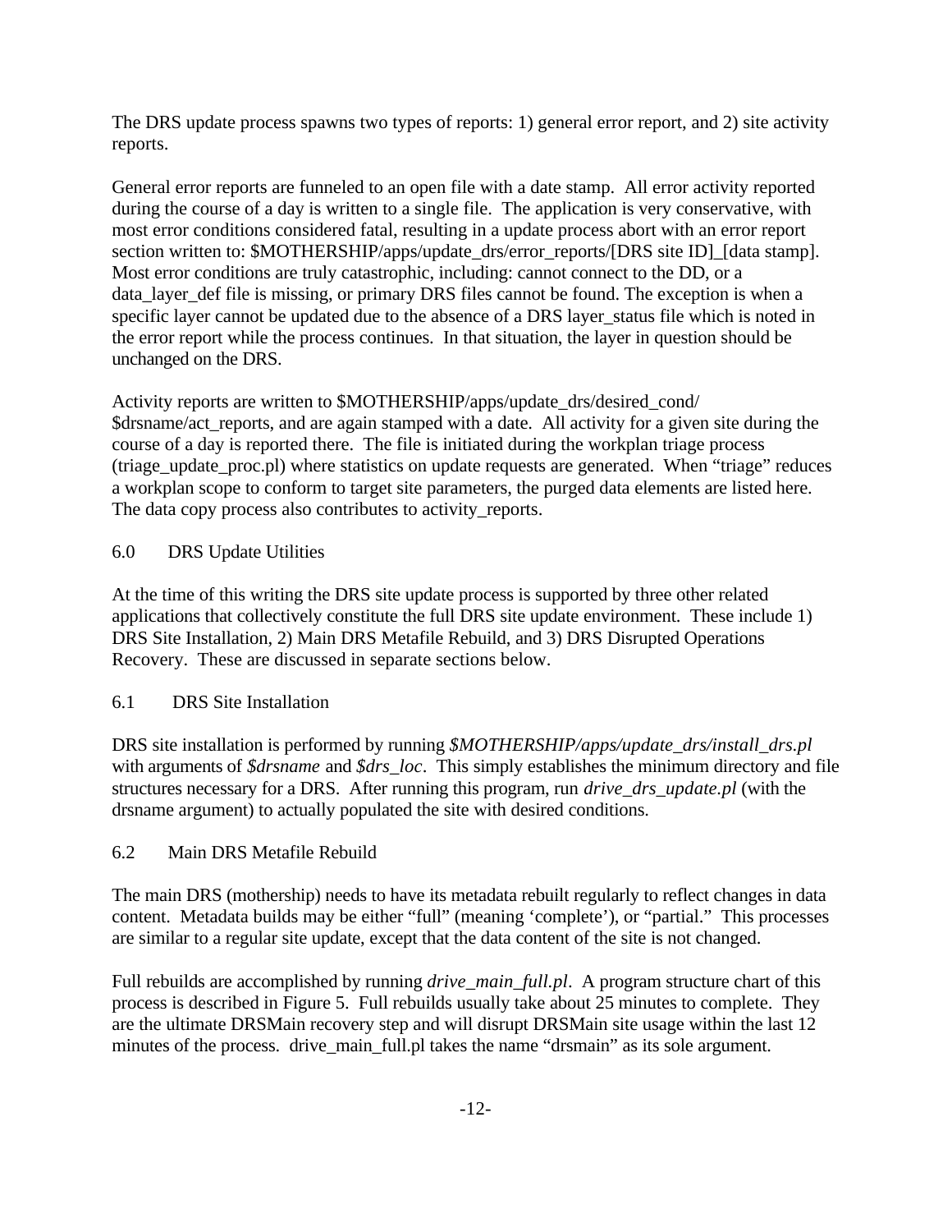The DRS update process spawns two types of reports: 1) general error report, and 2) site activity reports.

General error reports are funneled to an open file with a date stamp. All error activity reported during the course of a day is written to a single file. The application is very conservative, with most error conditions considered fatal, resulting in a update process abort with an error report section written to: $MOTHERSHIP/apps/update_drs/error_reports/[DRS site ID]_[data stamp]. Most error conditions are truly catastrophic, including: cannot connect to the DD, or a data_layer_def file is missing, or primary DRS files cannot be found. The exception is when a specific layer cannot be updated due to the absence of a DRS layer_status file which is noted in the error report while the process continues. In that situation, the layer in question should be unchanged on the DRS.

Activity reports are written to $MOTHERSHIP/apps/update_drs/desired_cond/ $drsname/act_reports, and are again stamped with a date. All activity for a given site during the course of a day is reported there. The file is initiated during the workplan triage process (triage_update_proc.pl) where statistics on update requests are generated. When "triage" reduces a workplan scope to conform to target site parameters, the purged data elements are listed here. The data copy process also contributes to activity_reports.

## 6.0 DRS Update Utilities

At the time of this writing the DRS site update process is supported by three other related applications that collectively constitute the full DRS site update environment. These include 1) DRS Site Installation, 2) Main DRS Metafile Rebuild, and 3) DRS Disrupted Operations Recovery. These are discussed in separate sections below.

### 6.1 DRS Site Installation

DRS site installation is performed by running *$MOTHERSHIP/apps/update_drs/install_drs.pl* with arguments of *$drsname* and *$drs_loc*. This simply establishes the minimum directory and file structures necessary for a DRS. After running this program, run *drive_drs_update.pl* (with the drsname argument) to actually populated the site with desired conditions.

### 6.2 Main DRS Metafile Rebuild

The main DRS (mothership) needs to have its metadata rebuilt regularly to reflect changes in data content. Metadata builds may be either "full" (meaning 'complete'), or "partial." This processes are similar to a regular site update, except that the data content of the site is not changed.

Full rebuilds are accomplished by running *drive_main_full.pl*. A program structure chart of this process is described in Figure 5. Full rebuilds usually take about 25 minutes to complete. They are the ultimate DRSMain recovery step and will disrupt DRSMain site usage within the last 12 minutes of the process. drive_main_full.pl takes the name "drsmain" as its sole argument.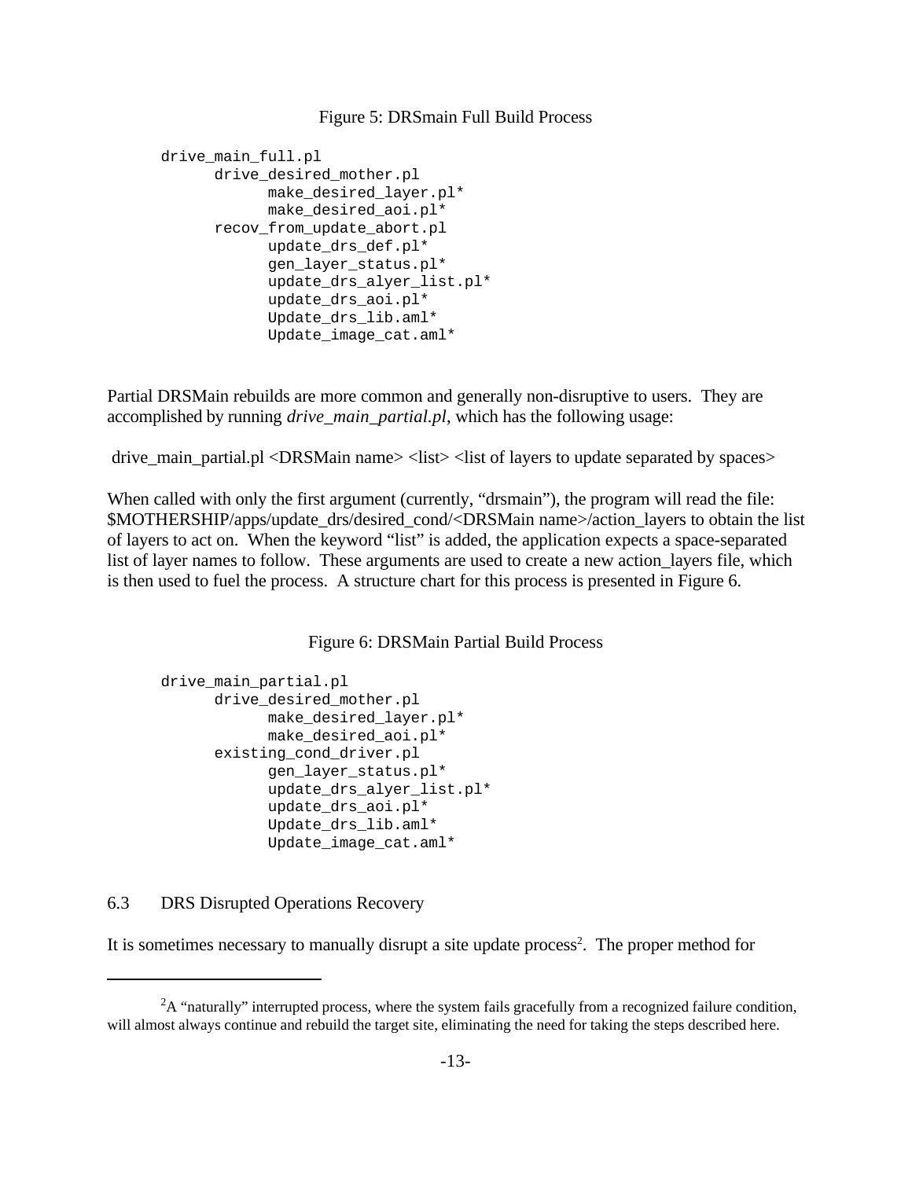Figure 5: DRSmain Full Build Process

```
drive_main_full.pl
      drive_desired_mother.pl
            make_desired_layer.pl*
            make_desired_aoi.pl*
      recov_from_update_abort.pl
            update_drs_def.pl*
            gen_layer_status.pl*
            update_drs_alyer_list.pl*
            update_drs_aoi.pl*
            Update_drs_lib.aml*
            Update_image_cat.aml*
```

Partial DRSMain rebuilds are more common and generally non-disruptive to users. They are accomplished by running *drive_main_partial.pl*, which has the following usage:

drive_main_partial.pl <DRSMain name> <list> <list of layers to update separated by spaces>

When called with only the first argument (currently, "drsmain"), the program will read the file: $MOTHERSHIP/apps/update_drs/desired_cond/<DRSMain name>/action_layers to obtain the list of layers to act on. When the keyword "list" is added, the application expects a space-separated list of layer names to follow. These arguments are used to create a new action_layers file, which is then used to fuel the process. A structure chart for this process is presented in Figure 6.

Figure 6: DRSMain Partial Build Process

```
drive_main_partial.pl
      drive_desired_mother.pl
            make_desired_layer.pl*
            make_desired_aoi.pl*
      existing_cond_driver.pl
            gen_layer_status.pl*
            update_drs_alyer_list.pl*
            update_drs_aoi.pl*
            Update_drs_lib.aml*
            Update_image_cat.aml*
```

## 6.3 DRS Disrupted Operations Recovery

It is sometimes necessary to manually disrupt a site update process[2]. The proper method for

[2] A "naturally" interrupted process, where the system fails gracefully from a recognized failure condition, will almost always continue and rebuild the target site, eliminating the need for taking the steps described here.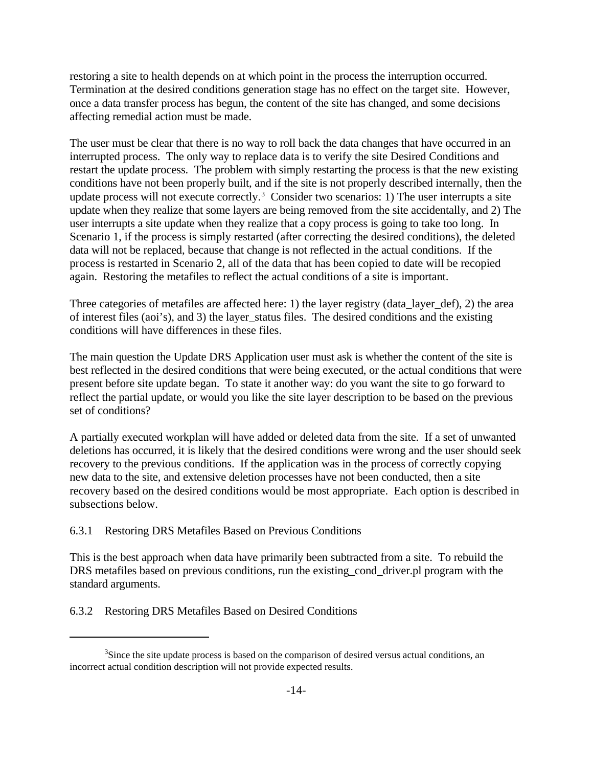restoring a site to health depends on at which point in the process the interruption occurred. Termination at the desired conditions generation stage has no effect on the target site. However, once a data transfer process has begun, the content of the site has changed, and some decisions affecting remedial action must be made.

The user must be clear that there is no way to roll back the data changes that have occurred in an interrupted process. The only way to replace data is to verify the site Desired Conditions and restart the update process. The problem with simply restarting the process is that the new existing conditions have not been properly built, and if the site is not properly described internally, then the update process will not execute correctly.[3] Consider two scenarios: 1) The user interrupts a site update when they realize that some layers are being removed from the site accidentally, and 2) The user interrupts a site update when they realize that a copy process is going to take too long. In Scenario 1, if the process is simply restarted (after correcting the desired conditions), the deleted data will not be replaced, because that change is not reflected in the actual conditions. If the process is restarted in Scenario 2, all of the data that has been copied to date will be recopied again. Restoring the metafiles to reflect the actual conditions of a site is important.

Three categories of metafiles are affected here: 1) the layer registry (data_layer_def), 2) the area of interest files (aoi's), and 3) the layer_status files. The desired conditions and the existing conditions will have differences in these files.

The main question the Update DRS Application user must ask is whether the content of the site is best reflected in the desired conditions that were being executed, or the actual conditions that were present before site update began. To state it another way: do you want the site to go forward to reflect the partial update, or would you like the site layer description to be based on the previous set of conditions?

A partially executed workplan will have added or deleted data from the site. If a set of unwanted deletions has occurred, it is likely that the desired conditions were wrong and the user should seek recovery to the previous conditions. If the application was in the process of correctly copying new data to the site, and extensive deletion processes have not been conducted, then a site recovery based on the desired conditions would be most appropriate. Each option is described in subsections below.

### 6.3.1 Restoring DRS Metafiles Based on Previous Conditions

This is the best approach when data have primarily been subtracted from a site. To rebuild the DRS metafiles based on previous conditions, run the existing_cond_driver.pl program with the standard arguments.

### 6.3.2 Restoring DRS Metafiles Based on Desired Conditions

[3] Since the site update process is based on the comparison of desired versus actual conditions, an incorrect actual condition description will not provide expected results.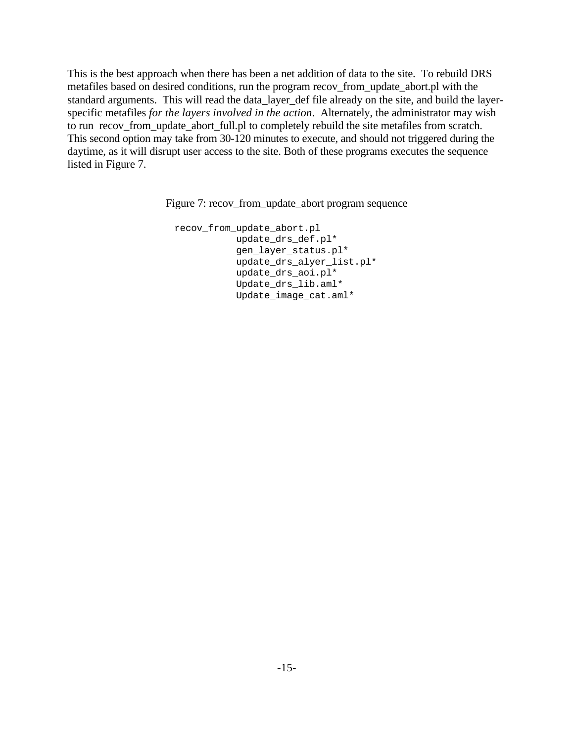This is the best approach when there has been a net addition of data to the site. To rebuild DRS metafiles based on desired conditions, run the program recov_from_update_abort.pl with the standard arguments. This will read the data_layer_def file already on the site, and build the layer-specific metafiles *for the layers involved in the action*. Alternately, the administrator may wish to run recov_from_update_abort_full.pl to completely rebuild the site metafiles from scratch. This second option may take from 30-120 minutes to execute, and should not triggered during the daytime, as it will disrupt user access to the site. Both of these programs executes the sequence listed in Figure 7.

Figure 7: recov_from_update_abort program sequence

```
recov_from_update_abort.pl
           update_drs_def.pl*
           gen_layer_status.pl*
           update_drs_alyer_list.pl*
           update_drs_aoi.pl*
           Update_drs_lib.aml*
           Update_image_cat.aml*
```